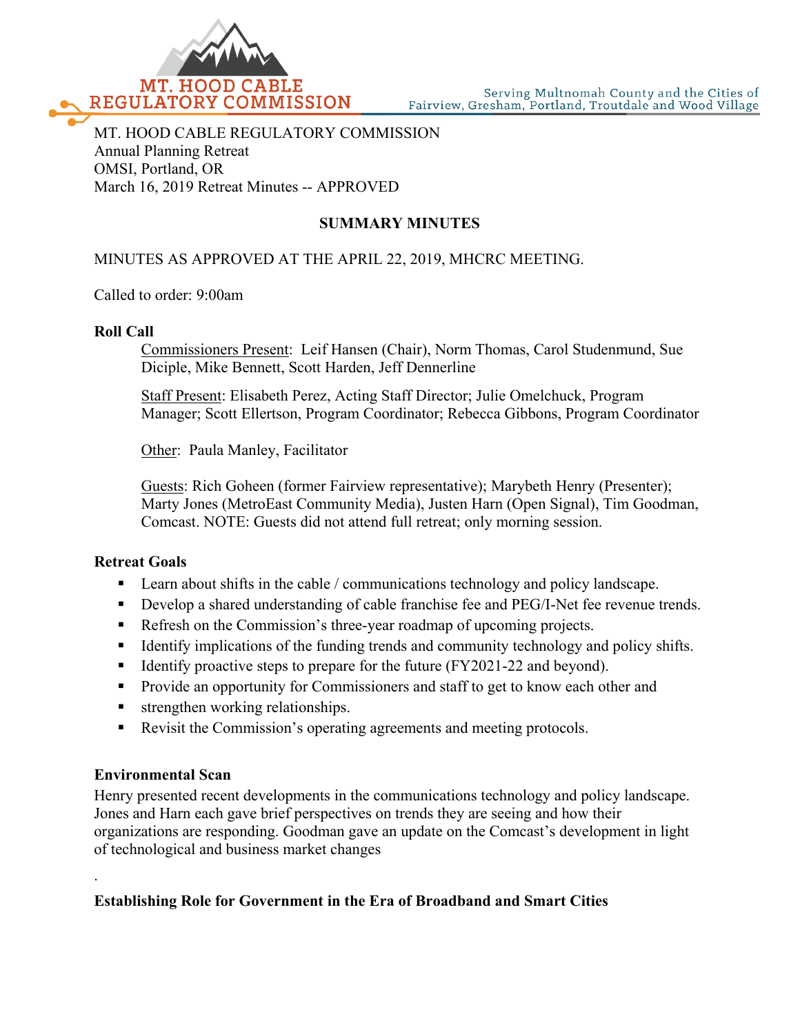MT. HOOD CABLE REGULATORY COMMISSION

Serving Multnomah County and the Cities of Fairview, Gresham, Portland, Troutdale and Wood Village

MT. HOOD CABLE REGULATORY COMMISSION
Annual Planning Retreat
OMSI, Portland, OR
March 16, 2019 Retreat Minutes -- APPROVED

**SUMMARY MINUTES**

MINUTES AS APPROVED AT THE APRIL 22, 2019, MHCRC MEETING.

Called to order: 9:00am

**Roll Call**

Commissioners Present: Leif Hansen (Chair), Norm Thomas, Carol Studenmund, Sue Diciple, Mike Bennett, Scott Harden, Jeff Dennerline

Staff Present: Elisabeth Perez, Acting Staff Director; Julie Omelchuck, Program Manager; Scott Ellertson, Program Coordinator; Rebecca Gibbons, Program Coordinator

Other: Paula Manley, Facilitator

Guests: Rich Goheen (former Fairview representative); Marybeth Henry (Presenter); Marty Jones (MetroEast Community Media), Justen Harn (Open Signal), Tim Goodman, Comcast. NOTE: Guests did not attend full retreat; only morning session.

**Retreat Goals**

- Learn about shifts in the cable / communications technology and policy landscape.
- Develop a shared understanding of cable franchise fee and PEG/I-Net fee revenue trends.
- Refresh on the Commission's three-year roadmap of upcoming projects.
- Identify implications of the funding trends and community technology and policy shifts.
- Identify proactive steps to prepare for the future (FY2021-22 and beyond).
- Provide an opportunity for Commissioners and staff to get to know each other and
- strengthen working relationships.
- Revisit the Commission's operating agreements and meeting protocols.

**Environmental Scan**

Henry presented recent developments in the communications technology and policy landscape. Jones and Harn each gave brief perspectives on trends they are seeing and how their organizations are responding. Goodman gave an update on the Comcast's development in light of technological and business market changes

.

**Establishing Role for Government in the Era of Broadband and Smart Cities**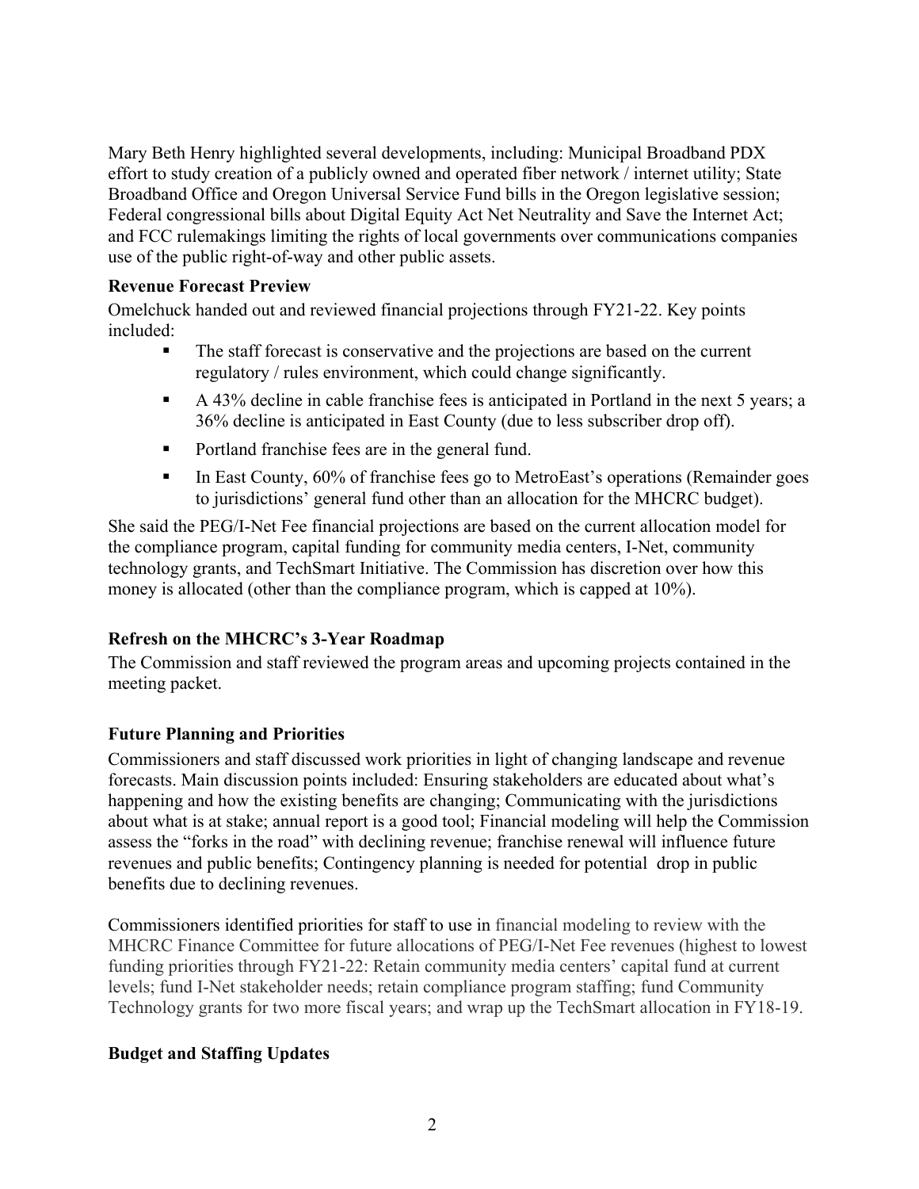Mary Beth Henry highlighted several developments, including: Municipal Broadband PDX effort to study creation of a publicly owned and operated fiber network / internet utility; State Broadband Office and Oregon Universal Service Fund bills in the Oregon legislative session; Federal congressional bills about Digital Equity Act Net Neutrality and Save the Internet Act; and FCC rulemakings limiting the rights of local governments over communications companies use of the public right-of-way and other public assets.

**Revenue Forecast Preview**

Omelchuck handed out and reviewed financial projections through FY21-22. Key points included:

- The staff forecast is conservative and the projections are based on the current regulatory / rules environment, which could change significantly.
- A 43% decline in cable franchise fees is anticipated in Portland in the next 5 years; a 36% decline is anticipated in East County (due to less subscriber drop off).
- Portland franchise fees are in the general fund.
- In East County, 60% of franchise fees go to MetroEast's operations (Remainder goes to jurisdictions' general fund other than an allocation for the MHCRC budget).

She said the PEG/I-Net Fee financial projections are based on the current allocation model for the compliance program, capital funding for community media centers, I-Net, community technology grants, and TechSmart Initiative. The Commission has discretion over how this money is allocated (other than the compliance program, which is capped at 10%).

**Refresh on the MHCRC's 3-Year Roadmap**

The Commission and staff reviewed the program areas and upcoming projects contained in the meeting packet.

**Future Planning and Priorities**

Commissioners and staff discussed work priorities in light of changing landscape and revenue forecasts. Main discussion points included: Ensuring stakeholders are educated about what's happening and how the existing benefits are changing; Communicating with the jurisdictions about what is at stake; annual report is a good tool; Financial modeling will help the Commission assess the "forks in the road" with declining revenue; franchise renewal will influence future revenues and public benefits; Contingency planning is needed for potential drop in public benefits due to declining revenues.

Commissioners identified priorities for staff to use in financial modeling to review with the MHCRC Finance Committee for future allocations of PEG/I-Net Fee revenues (highest to lowest funding priorities through FY21-22: Retain community media centers' capital fund at current levels; fund I-Net stakeholder needs; retain compliance program staffing; fund Community Technology grants for two more fiscal years; and wrap up the TechSmart allocation in FY18-19.

**Budget and Staffing Updates**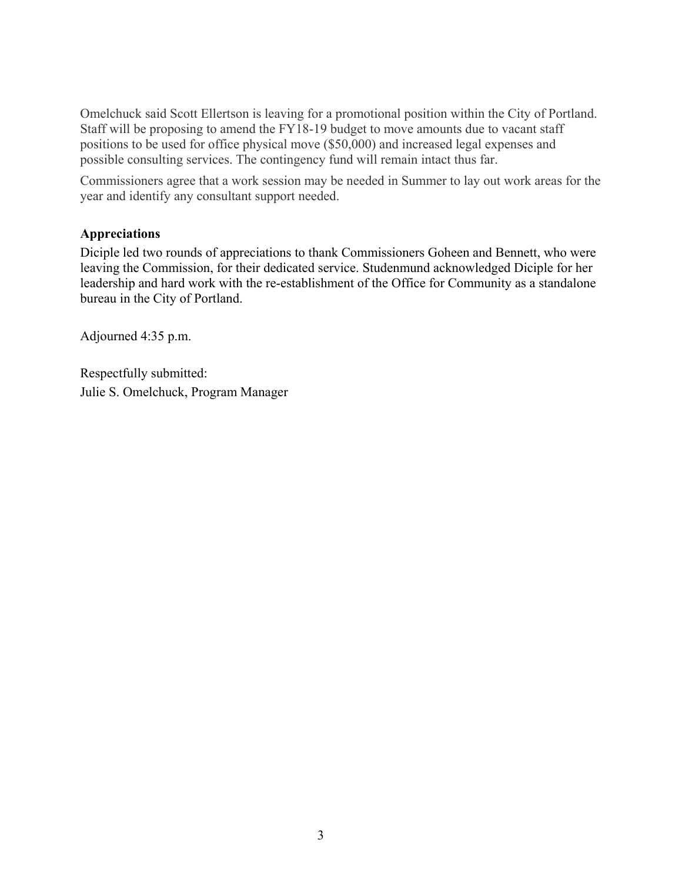Omelchuck said Scott Ellertson is leaving for a promotional position within the City of Portland. Staff will be proposing to amend the FY18-19 budget to move amounts due to vacant staff positions to be used for office physical move ($50,000) and increased legal expenses and possible consulting services. The contingency fund will remain intact thus far.

Commissioners agree that a work session may be needed in Summer to lay out work areas for the year and identify any consultant support needed.

**Appreciations**

Diciple led two rounds of appreciations to thank Commissioners Goheen and Bennett, who were leaving the Commission, for their dedicated service. Studenmund acknowledged Diciple for her leadership and hard work with the re-establishment of the Office for Community as a standalone bureau in the City of Portland.

Adjourned 4:35 p.m.

Respectfully submitted:
Julie S. Omelchuck, Program Manager